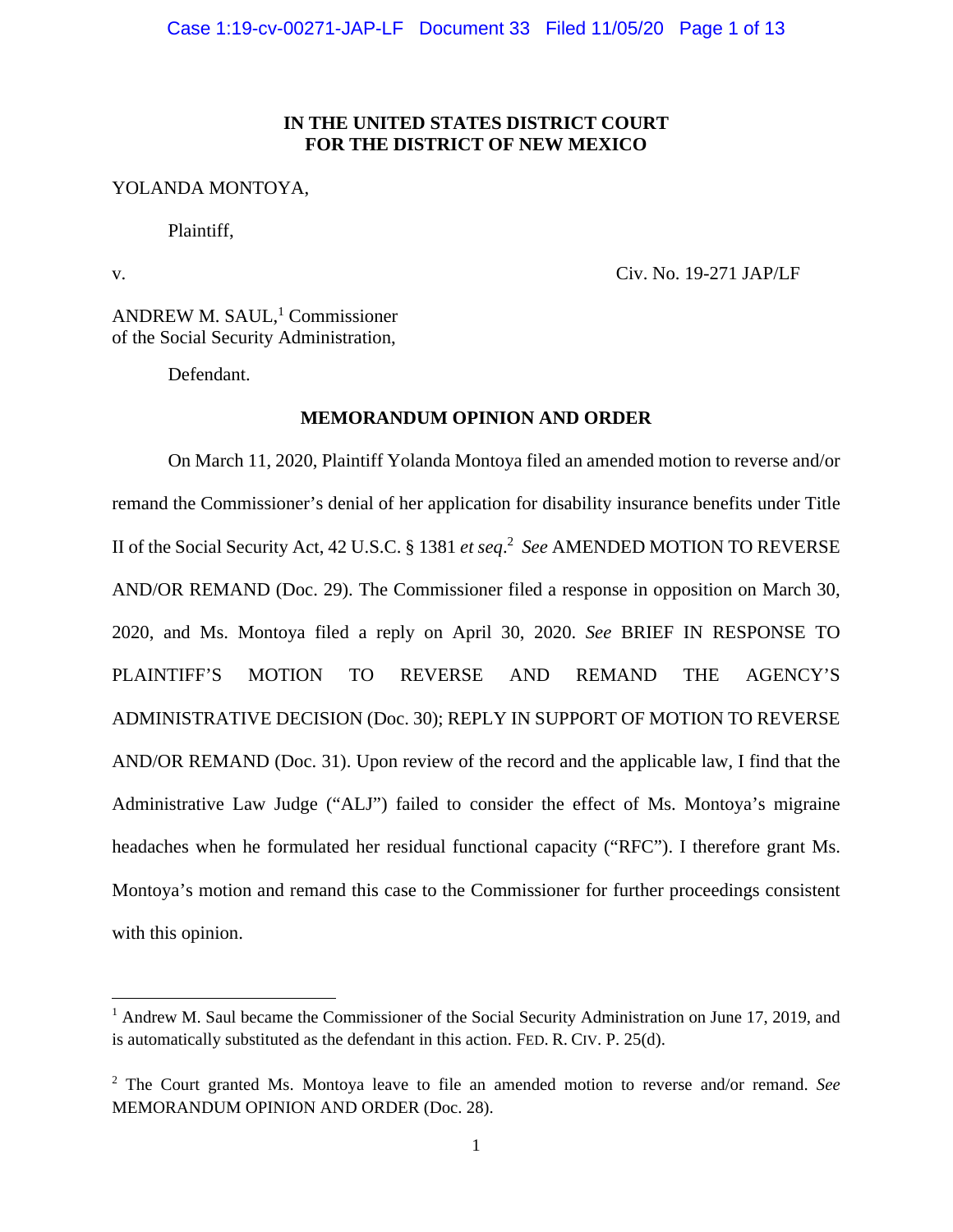**IN THE UNITED STATES DISTRICT COURT**
**FOR THE DISTRICT OF NEW MEXICO**

YOLANDA MONTOYA,

Plaintiff,

v. Civ. No. 19-271 JAP/LF

ANDREW M. SAUL,[1] Commissioner
of the Social Security Administration,

Defendant.

**MEMORANDUM OPINION AND ORDER**

On March 11, 2020, Plaintiff Yolanda Montoya filed an amended motion to reverse and/or remand the Commissioner's denial of her application for disability insurance benefits under Title II of the Social Security Act, 42 U.S.C. § 1381 *et seq*.[2] *See* AMENDED MOTION TO REVERSE AND/OR REMAND (Doc. 29). The Commissioner filed a response in opposition on March 30, 2020, and Ms. Montoya filed a reply on April 30, 2020. *See* BRIEF IN RESPONSE TO PLAINTIFF'S MOTION TO REVERSE AND REMAND THE AGENCY'S ADMINISTRATIVE DECISION (Doc. 30); REPLY IN SUPPORT OF MOTION TO REVERSE AND/OR REMAND (Doc. 31). Upon review of the record and the applicable law, I find that the Administrative Law Judge ("ALJ") failed to consider the effect of Ms. Montoya's migraine headaches when he formulated her residual functional capacity ("RFC"). I therefore grant Ms. Montoya's motion and remand this case to the Commissioner for further proceedings consistent with this opinion.

---

[1] Andrew M. Saul became the Commissioner of the Social Security Administration on June 17, 2019, and is automatically substituted as the defendant in this action. FED. R. CIV. P. 25(d).

[2] The Court granted Ms. Montoya leave to file an amended motion to reverse and/or remand. *See* MEMORANDUM OPINION AND ORDER (Doc. 28).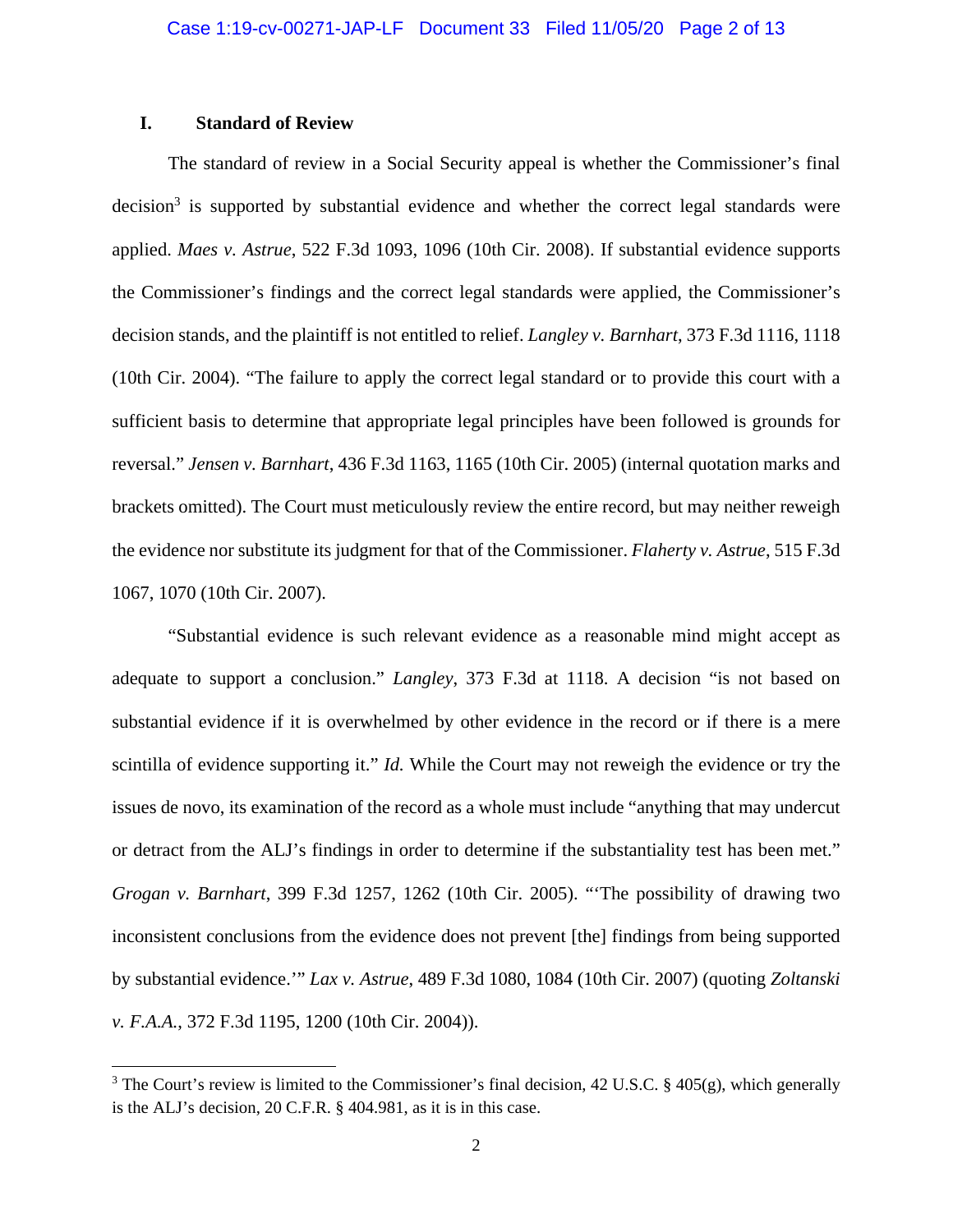## I. Standard of Review

The standard of review in a Social Security appeal is whether the Commissioner's final decision[3] is supported by substantial evidence and whether the correct legal standards were applied. *Maes v. Astrue*, 522 F.3d 1093, 1096 (10th Cir. 2008). If substantial evidence supports the Commissioner's findings and the correct legal standards were applied, the Commissioner's decision stands, and the plaintiff is not entitled to relief. *Langley v. Barnhart*, 373 F.3d 1116, 1118 (10th Cir. 2004). "The failure to apply the correct legal standard or to provide this court with a sufficient basis to determine that appropriate legal principles have been followed is grounds for reversal." *Jensen v. Barnhart*, 436 F.3d 1163, 1165 (10th Cir. 2005) (internal quotation marks and brackets omitted). The Court must meticulously review the entire record, but may neither reweigh the evidence nor substitute its judgment for that of the Commissioner. *Flaherty v. Astrue*, 515 F.3d 1067, 1070 (10th Cir. 2007).

"Substantial evidence is such relevant evidence as a reasonable mind might accept as adequate to support a conclusion." *Langley*, 373 F.3d at 1118. A decision "is not based on substantial evidence if it is overwhelmed by other evidence in the record or if there is a mere scintilla of evidence supporting it." *Id.* While the Court may not reweigh the evidence or try the issues de novo, its examination of the record as a whole must include "anything that may undercut or detract from the ALJ's findings in order to determine if the substantiality test has been met." *Grogan v. Barnhart*, 399 F.3d 1257, 1262 (10th Cir. 2005). "'The possibility of drawing two inconsistent conclusions from the evidence does not prevent [the] findings from being supported by substantial evidence.'" *Lax v. Astrue*, 489 F.3d 1080, 1084 (10th Cir. 2007) (quoting *Zoltanski v. F.A.A.*, 372 F.3d 1195, 1200 (10th Cir. 2004)).

---

[3] The Court's review is limited to the Commissioner's final decision, 42 U.S.C. § 405(g), which generally is the ALJ's decision, 20 C.F.R. § 404.981, as it is in this case.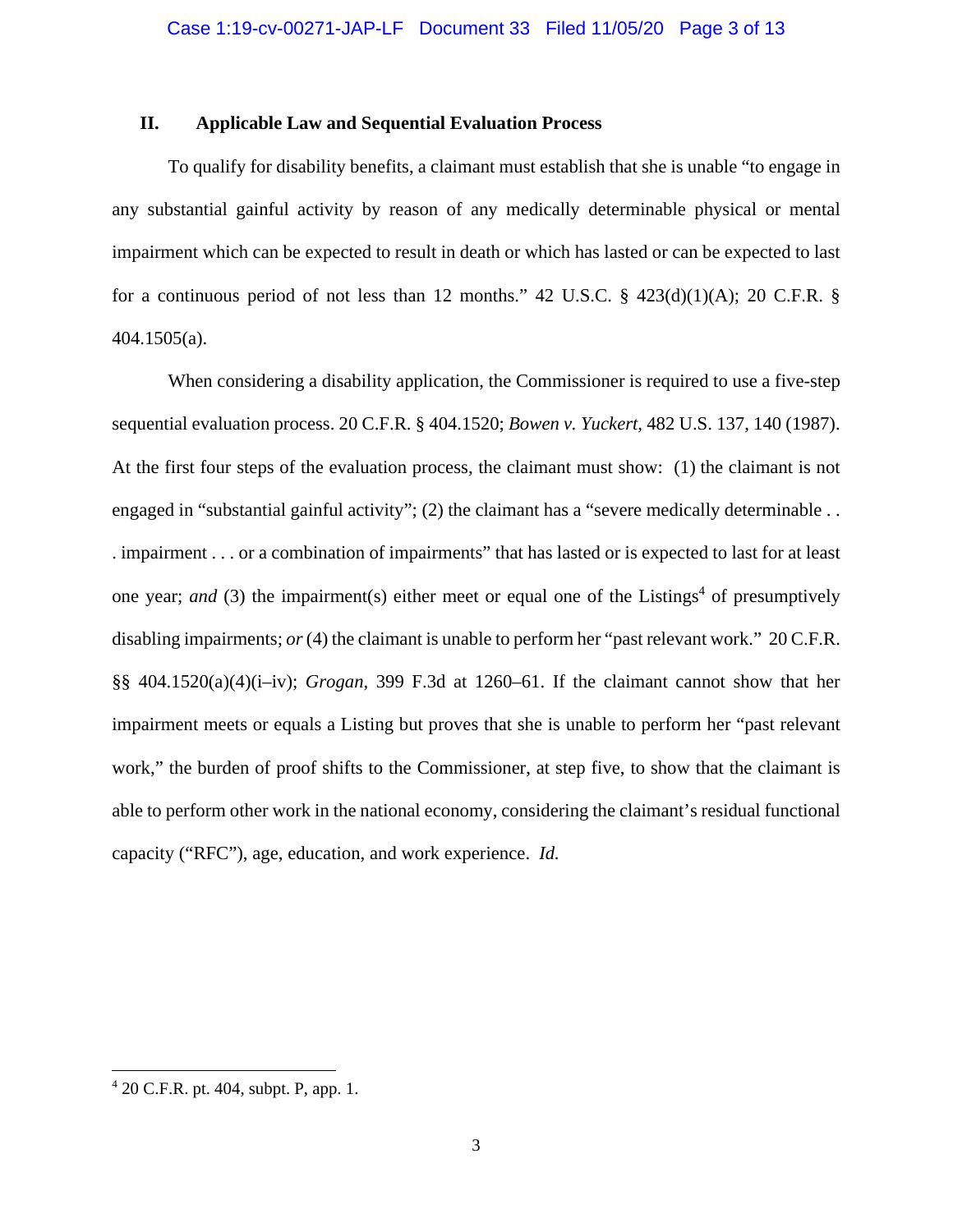## II. Applicable Law and Sequential Evaluation Process

To qualify for disability benefits, a claimant must establish that she is unable "to engage in any substantial gainful activity by reason of any medically determinable physical or mental impairment which can be expected to result in death or which has lasted or can be expected to last for a continuous period of not less than 12 months." 42 U.S.C. § 423(d)(1)(A); 20 C.F.R. § 404.1505(a).

When considering a disability application, the Commissioner is required to use a five-step sequential evaluation process. 20 C.F.R. § 404.1520; *Bowen v. Yuckert*, 482 U.S. 137, 140 (1987). At the first four steps of the evaluation process, the claimant must show: (1) the claimant is not engaged in "substantial gainful activity"; (2) the claimant has a "severe medically determinable . . . impairment . . . or a combination of impairments" that has lasted or is expected to last for at least one year; *and* (3) the impairment(s) either meet or equal one of the Listings[4] of presumptively disabling impairments; *or* (4) the claimant is unable to perform her "past relevant work." 20 C.F.R. §§ 404.1520(a)(4)(i–iv); *Grogan*, 399 F.3d at 1260–61. If the claimant cannot show that her impairment meets or equals a Listing but proves that she is unable to perform her "past relevant work," the burden of proof shifts to the Commissioner, at step five, to show that the claimant is able to perform other work in the national economy, considering the claimant's residual functional capacity ("RFC"), age, education, and work experience. *Id.*

---

[4] 20 C.F.R. pt. 404, subpt. P, app. 1.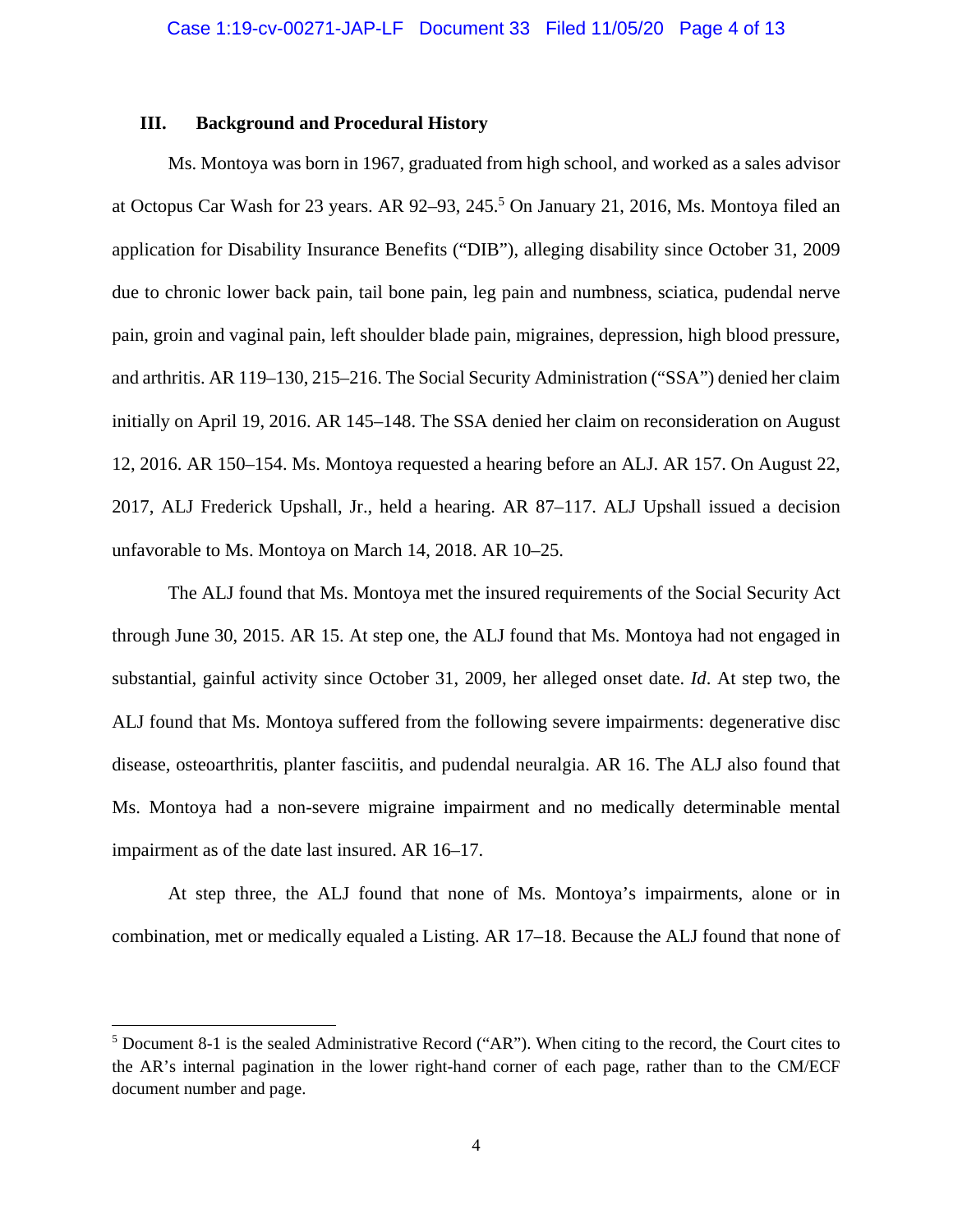### III. Background and Procedural History

Ms. Montoya was born in 1967, graduated from high school, and worked as a sales advisor at Octopus Car Wash for 23 years. AR 92–93, 245.[5] On January 21, 2016, Ms. Montoya filed an application for Disability Insurance Benefits ("DIB"), alleging disability since October 31, 2009 due to chronic lower back pain, tail bone pain, leg pain and numbness, sciatica, pudendal nerve pain, groin and vaginal pain, left shoulder blade pain, migraines, depression, high blood pressure, and arthritis. AR 119–130, 215–216. The Social Security Administration ("SSA") denied her claim initially on April 19, 2016. AR 145–148. The SSA denied her claim on reconsideration on August 12, 2016. AR 150–154. Ms. Montoya requested a hearing before an ALJ. AR 157. On August 22, 2017, ALJ Frederick Upshall, Jr., held a hearing. AR 87–117. ALJ Upshall issued a decision unfavorable to Ms. Montoya on March 14, 2018. AR 10–25.

The ALJ found that Ms. Montoya met the insured requirements of the Social Security Act through June 30, 2015. AR 15. At step one, the ALJ found that Ms. Montoya had not engaged in substantial, gainful activity since October 31, 2009, her alleged onset date. *Id*. At step two, the ALJ found that Ms. Montoya suffered from the following severe impairments: degenerative disc disease, osteoarthritis, planter fasciitis, and pudendal neuralgia. AR 16. The ALJ also found that Ms. Montoya had a non-severe migraine impairment and no medically determinable mental impairment as of the date last insured. AR 16–17.

At step three, the ALJ found that none of Ms. Montoya's impairments, alone or in combination, met or medically equaled a Listing. AR 17–18. Because the ALJ found that none of

[5] Document 8-1 is the sealed Administrative Record ("AR"). When citing to the record, the Court cites to the AR's internal pagination in the lower right-hand corner of each page, rather than to the CM/ECF document number and page.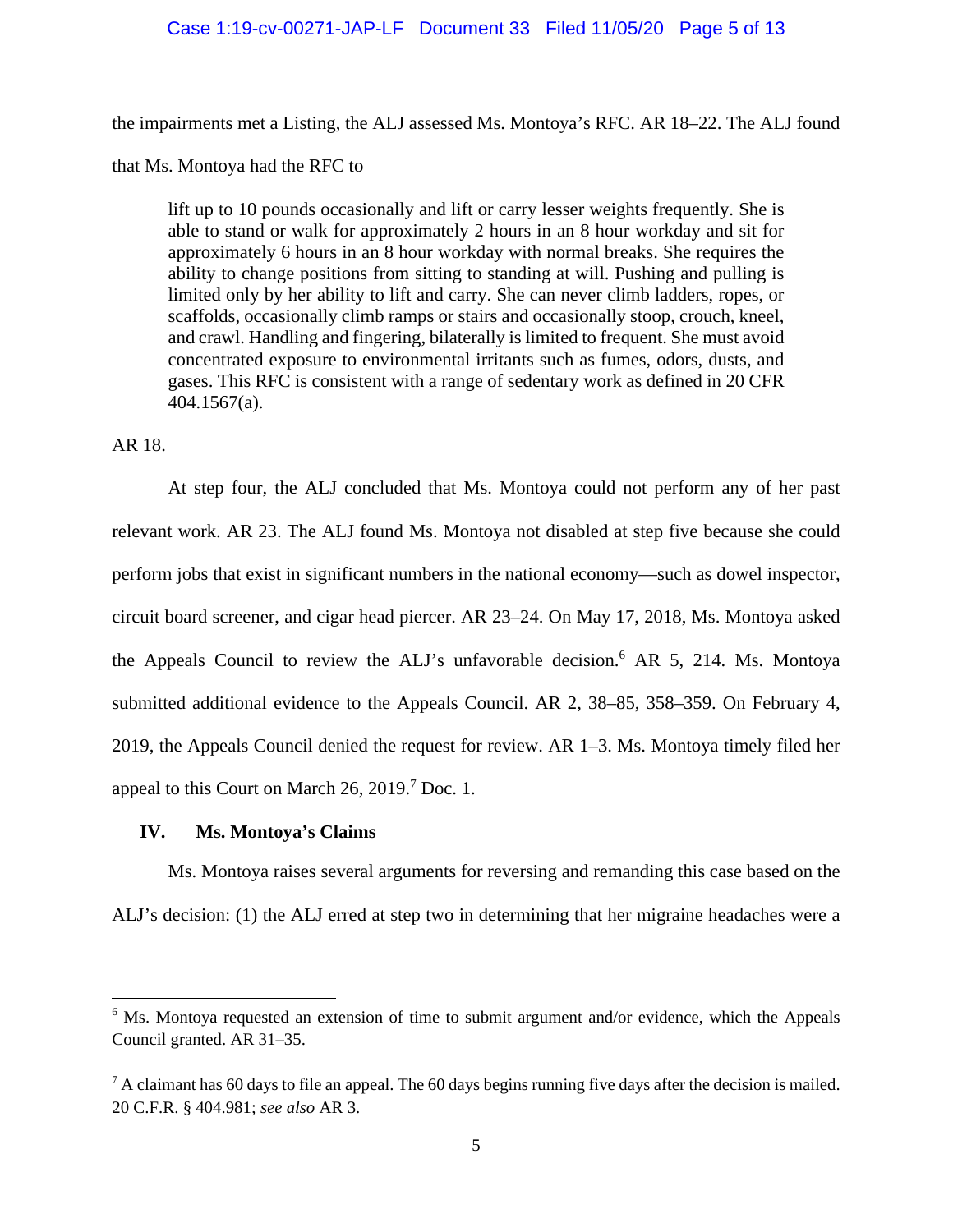the impairments met a Listing, the ALJ assessed Ms. Montoya's RFC. AR 18–22. The ALJ found that Ms. Montoya had the RFC to

> lift up to 10 pounds occasionally and lift or carry lesser weights frequently. She is able to stand or walk for approximately 2 hours in an 8 hour workday and sit for approximately 6 hours in an 8 hour workday with normal breaks. She requires the ability to change positions from sitting to standing at will. Pushing and pulling is limited only by her ability to lift and carry. She can never climb ladders, ropes, or scaffolds, occasionally climb ramps or stairs and occasionally stoop, crouch, kneel, and crawl. Handling and fingering, bilaterally is limited to frequent. She must avoid concentrated exposure to environmental irritants such as fumes, odors, dusts, and gases. This RFC is consistent with a range of sedentary work as defined in 20 CFR 404.1567(a).

AR 18.

At step four, the ALJ concluded that Ms. Montoya could not perform any of her past relevant work. AR 23. The ALJ found Ms. Montoya not disabled at step five because she could perform jobs that exist in significant numbers in the national economy—such as dowel inspector, circuit board screener, and cigar head piercer. AR 23–24. On May 17, 2018, Ms. Montoya asked the Appeals Council to review the ALJ's unfavorable decision.[6] AR 5, 214. Ms. Montoya submitted additional evidence to the Appeals Council. AR 2, 38–85, 358–359. On February 4, 2019, the Appeals Council denied the request for review. AR 1–3. Ms. Montoya timely filed her appeal to this Court on March 26, 2019.[7] Doc. 1.

## IV. Ms. Montoya's Claims

Ms. Montoya raises several arguments for reversing and remanding this case based on the ALJ's decision: (1) the ALJ erred at step two in determining that her migraine headaches were a

---

[6] Ms. Montoya requested an extension of time to submit argument and/or evidence, which the Appeals Council granted. AR 31–35.

[7] A claimant has 60 days to file an appeal. The 60 days begins running five days after the decision is mailed. 20 C.F.R. § 404.981; *see also* AR 3.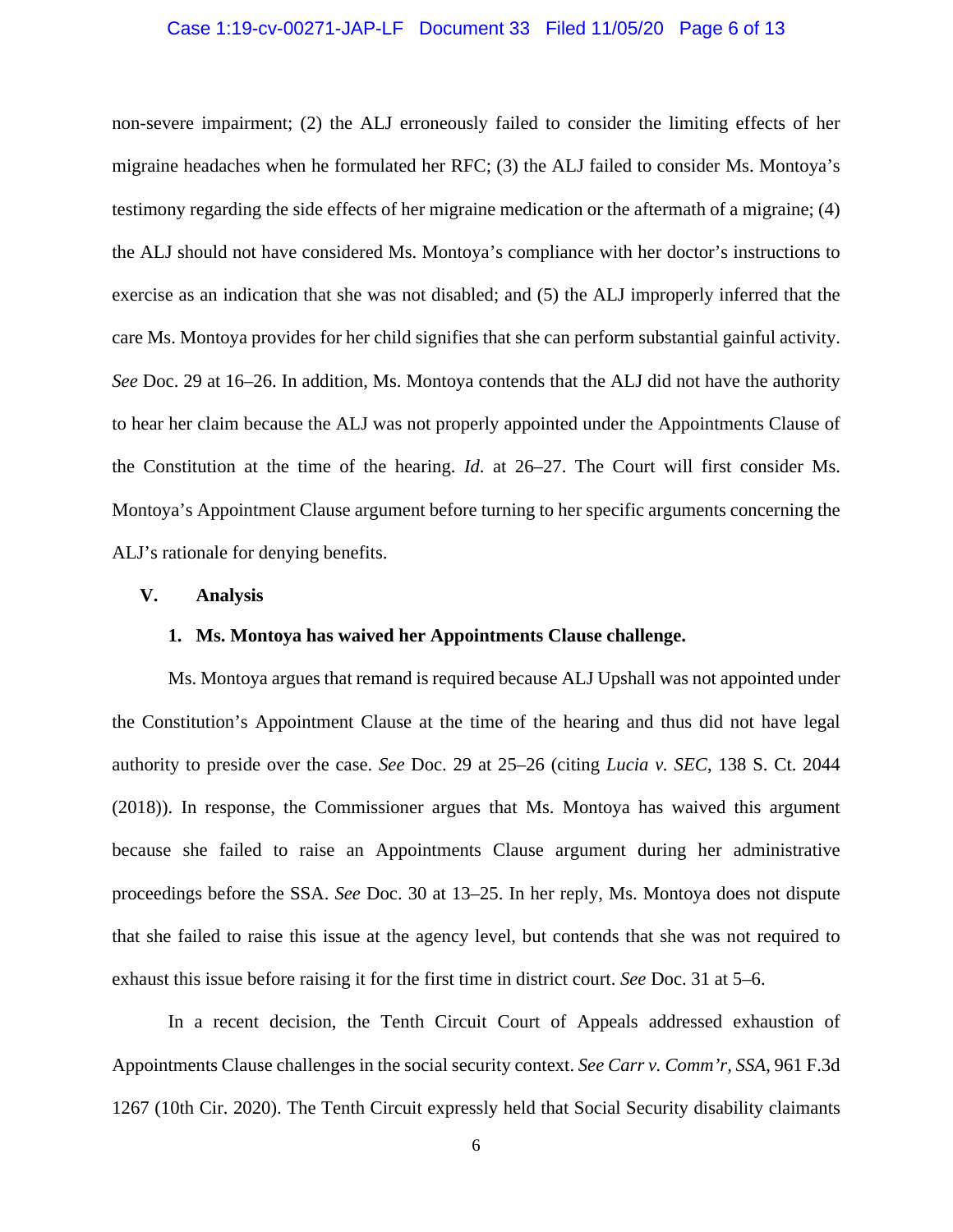non-severe impairment; (2) the ALJ erroneously failed to consider the limiting effects of her migraine headaches when he formulated her RFC; (3) the ALJ failed to consider Ms. Montoya's testimony regarding the side effects of her migraine medication or the aftermath of a migraine; (4) the ALJ should not have considered Ms. Montoya's compliance with her doctor's instructions to exercise as an indication that she was not disabled; and (5) the ALJ improperly inferred that the care Ms. Montoya provides for her child signifies that she can perform substantial gainful activity. *See* Doc. 29 at 16–26. In addition, Ms. Montoya contends that the ALJ did not have the authority to hear her claim because the ALJ was not properly appointed under the Appointments Clause of the Constitution at the time of the hearing. *Id*. at 26–27. The Court will first consider Ms. Montoya's Appointment Clause argument before turning to her specific arguments concerning the ALJ's rationale for denying benefits.

## V. Analysis

### 1. Ms. Montoya has waived her Appointments Clause challenge.

Ms. Montoya argues that remand is required because ALJ Upshall was not appointed under the Constitution's Appointment Clause at the time of the hearing and thus did not have legal authority to preside over the case. *See* Doc. 29 at 25–26 (citing *Lucia v. SEC*, 138 S. Ct. 2044 (2018)). In response, the Commissioner argues that Ms. Montoya has waived this argument because she failed to raise an Appointments Clause argument during her administrative proceedings before the SSA. *See* Doc. 30 at 13–25. In her reply, Ms. Montoya does not dispute that she failed to raise this issue at the agency level, but contends that she was not required to exhaust this issue before raising it for the first time in district court. *See* Doc. 31 at 5–6.

In a recent decision, the Tenth Circuit Court of Appeals addressed exhaustion of Appointments Clause challenges in the social security context. *See Carr v. Comm'r, SSA*, 961 F.3d 1267 (10th Cir. 2020). The Tenth Circuit expressly held that Social Security disability claimants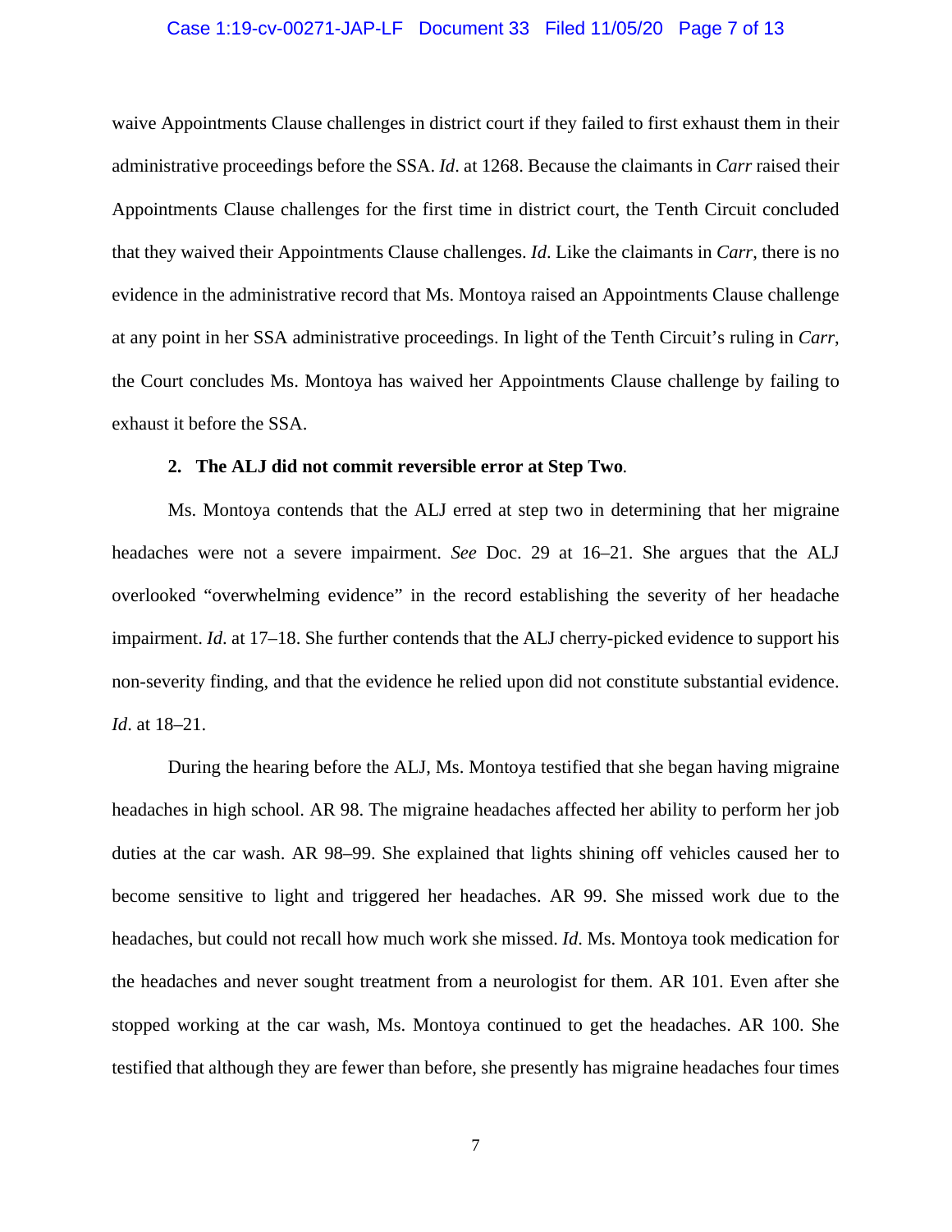waive Appointments Clause challenges in district court if they failed to first exhaust them in their administrative proceedings before the SSA. *Id*. at 1268. Because the claimants in *Carr* raised their Appointments Clause challenges for the first time in district court, the Tenth Circuit concluded that they waived their Appointments Clause challenges. *Id*. Like the claimants in *Carr*, there is no evidence in the administrative record that Ms. Montoya raised an Appointments Clause challenge at any point in her SSA administrative proceedings. In light of the Tenth Circuit's ruling in *Carr*, the Court concludes Ms. Montoya has waived her Appointments Clause challenge by failing to exhaust it before the SSA.

**2. The ALJ did not commit reversible error at Step Two.**

Ms. Montoya contends that the ALJ erred at step two in determining that her migraine headaches were not a severe impairment. *See* Doc. 29 at 16–21. She argues that the ALJ overlooked "overwhelming evidence" in the record establishing the severity of her headache impairment. *Id*. at 17–18. She further contends that the ALJ cherry-picked evidence to support his non-severity finding, and that the evidence he relied upon did not constitute substantial evidence. *Id*. at 18–21.

During the hearing before the ALJ, Ms. Montoya testified that she began having migraine headaches in high school. AR 98. The migraine headaches affected her ability to perform her job duties at the car wash. AR 98–99. She explained that lights shining off vehicles caused her to become sensitive to light and triggered her headaches. AR 99. She missed work due to the headaches, but could not recall how much work she missed. *Id*. Ms. Montoya took medication for the headaches and never sought treatment from a neurologist for them. AR 101. Even after she stopped working at the car wash, Ms. Montoya continued to get the headaches. AR 100. She testified that although they are fewer than before, she presently has migraine headaches four times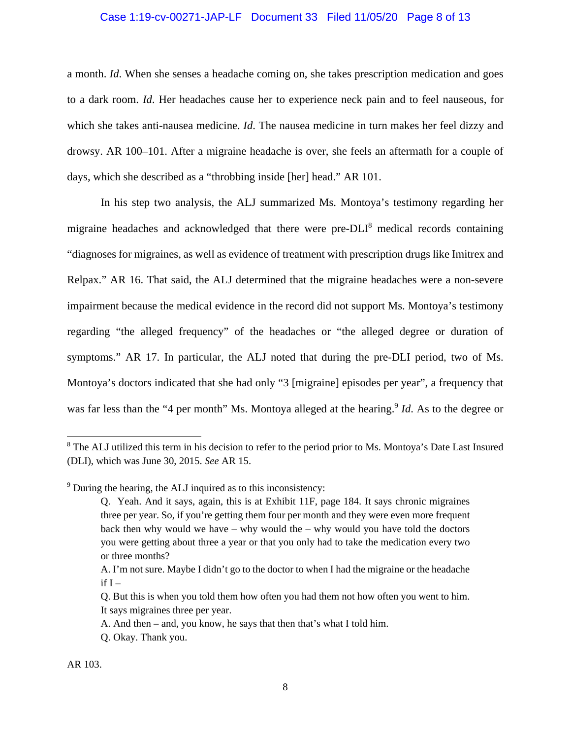a month. *Id*. When she senses a headache coming on, she takes prescription medication and goes to a dark room. *Id*. Her headaches cause her to experience neck pain and to feel nauseous, for which she takes anti-nausea medicine. *Id*. The nausea medicine in turn makes her feel dizzy and drowsy. AR 100–101. After a migraine headache is over, she feels an aftermath for a couple of days, which she described as a "throbbing inside [her] head." AR 101.

In his step two analysis, the ALJ summarized Ms. Montoya's testimony regarding her migraine headaches and acknowledged that there were pre-DLI[8] medical records containing "diagnoses for migraines, as well as evidence of treatment with prescription drugs like Imitrex and Relpax." AR 16. That said, the ALJ determined that the migraine headaches were a non-severe impairment because the medical evidence in the record did not support Ms. Montoya's testimony regarding "the alleged frequency" of the headaches or "the alleged degree or duration of symptoms." AR 17. In particular, the ALJ noted that during the pre-DLI period, two of Ms. Montoya's doctors indicated that she had only "3 [migraine] episodes per year", a frequency that was far less than the "4 per month" Ms. Montoya alleged at the hearing.[9] *Id*. As to the degree or

---

[8] The ALJ utilized this term in his decision to refer to the period prior to Ms. Montoya's Date Last Insured (DLI), which was June 30, 2015. *See* AR 15.

[9] During the hearing, the ALJ inquired as to this inconsistency:

> Q. Yeah. And it says, again, this is at Exhibit 11F, page 184. It says chronic migraines three per year. So, if you're getting them four per month and they were even more frequent back then why would we have – why would the – why would you have told the doctors you were getting about three a year or that you only had to take the medication every two or three months?
>
> A. I'm not sure. Maybe I didn't go to the doctor to when I had the migraine or the headache if I –
>
> Q. But this is when you told them how often you had them not how often you went to him. It says migraines three per year.
>
> A. And then – and, you know, he says that then that's what I told him.
>
> Q. Okay. Thank you.

AR 103.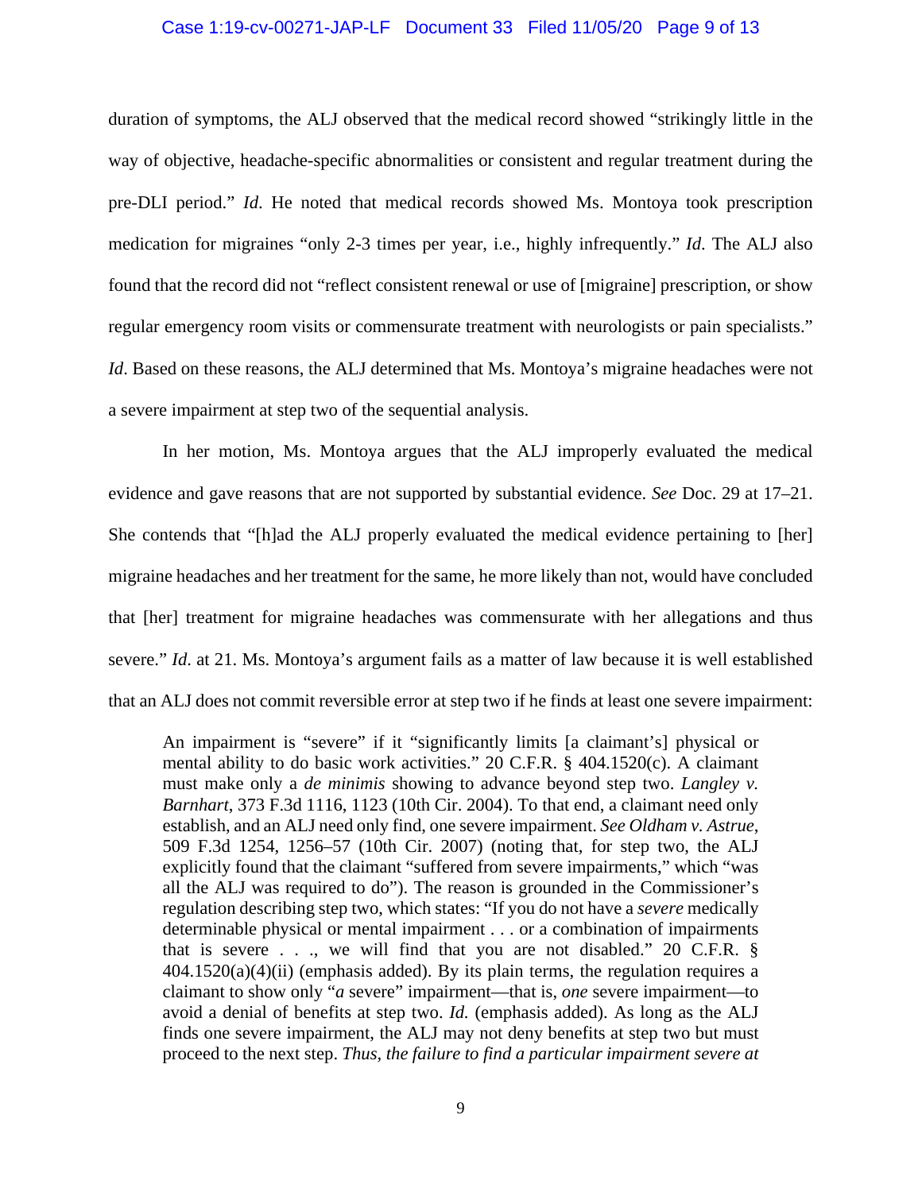duration of symptoms, the ALJ observed that the medical record showed "strikingly little in the way of objective, headache-specific abnormalities or consistent and regular treatment during the pre-DLI period." *Id*. He noted that medical records showed Ms. Montoya took prescription medication for migraines "only 2-3 times per year, i.e., highly infrequently." *Id*. The ALJ also found that the record did not "reflect consistent renewal or use of [migraine] prescription, or show regular emergency room visits or commensurate treatment with neurologists or pain specialists." *Id*. Based on these reasons, the ALJ determined that Ms. Montoya's migraine headaches were not a severe impairment at step two of the sequential analysis.

In her motion, Ms. Montoya argues that the ALJ improperly evaluated the medical evidence and gave reasons that are not supported by substantial evidence. *See* Doc. 29 at 17–21. She contends that "[h]ad the ALJ properly evaluated the medical evidence pertaining to [her] migraine headaches and her treatment for the same, he more likely than not, would have concluded that [her] treatment for migraine headaches was commensurate with her allegations and thus severe." *Id*. at 21. Ms. Montoya's argument fails as a matter of law because it is well established that an ALJ does not commit reversible error at step two if he finds at least one severe impairment:

> An impairment is "severe" if it "significantly limits [a claimant's] physical or mental ability to do basic work activities." 20 C.F.R. § 404.1520(c). A claimant must make only a *de minimis* showing to advance beyond step two. *Langley v. Barnhart*, 373 F.3d 1116, 1123 (10th Cir. 2004). To that end, a claimant need only establish, and an ALJ need only find, one severe impairment. *See Oldham v. Astrue*, 509 F.3d 1254, 1256–57 (10th Cir. 2007) (noting that, for step two, the ALJ explicitly found that the claimant "suffered from severe impairments," which "was all the ALJ was required to do"). The reason is grounded in the Commissioner's regulation describing step two, which states: "If you do not have a *severe* medically determinable physical or mental impairment . . . or a combination of impairments that is severe . . ., we will find that you are not disabled." 20 C.F.R. § 404.1520(a)(4)(ii) (emphasis added). By its plain terms, the regulation requires a claimant to show only "*a* severe" impairment—that is, *one* severe impairment—to avoid a denial of benefits at step two. *Id.* (emphasis added). As long as the ALJ finds one severe impairment, the ALJ may not deny benefits at step two but must proceed to the next step. *Thus, the failure to find a particular impairment severe at*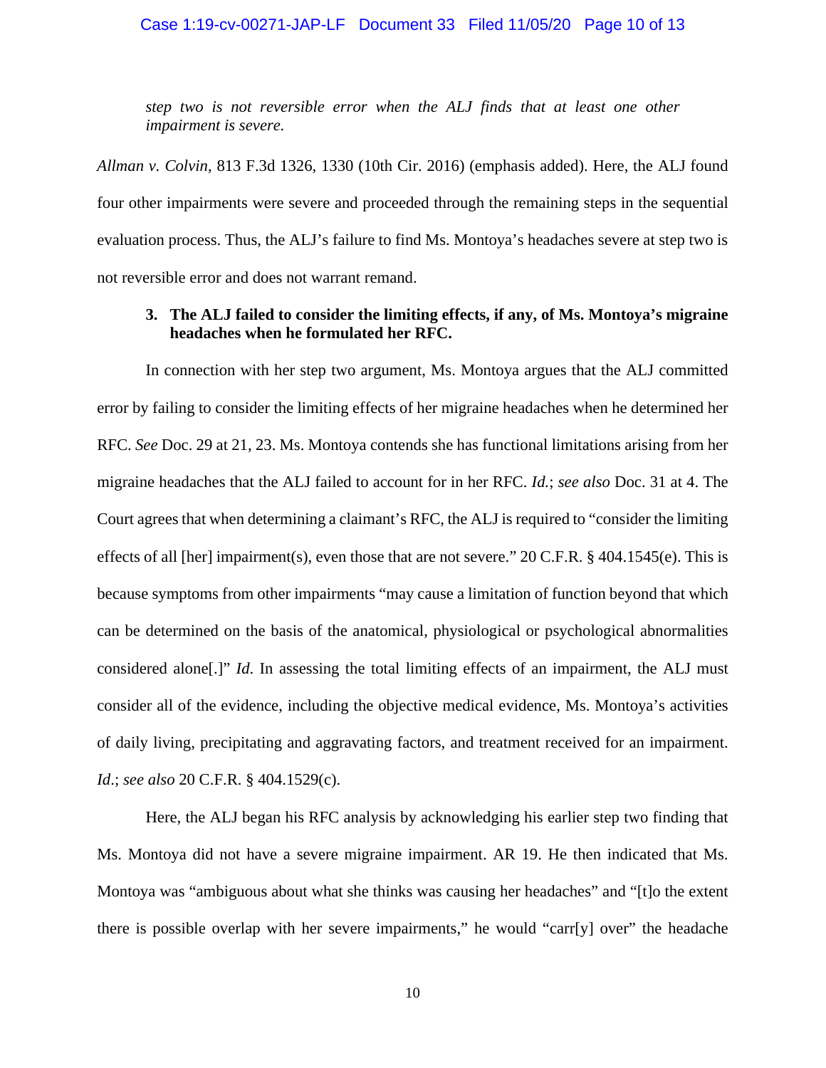*step two is not reversible error when the ALJ finds that at least one other impairment is severe.*

*Allman v. Colvin*, 813 F.3d 1326, 1330 (10th Cir. 2016) (emphasis added). Here, the ALJ found four other impairments were severe and proceeded through the remaining steps in the sequential evaluation process. Thus, the ALJ's failure to find Ms. Montoya's headaches severe at step two is not reversible error and does not warrant remand.

**3. The ALJ failed to consider the limiting effects, if any, of Ms. Montoya's migraine headaches when he formulated her RFC.**

In connection with her step two argument, Ms. Montoya argues that the ALJ committed error by failing to consider the limiting effects of her migraine headaches when he determined her RFC. *See* Doc. 29 at 21, 23. Ms. Montoya contends she has functional limitations arising from her migraine headaches that the ALJ failed to account for in her RFC. *Id.*; *see also* Doc. 31 at 4. The Court agrees that when determining a claimant's RFC, the ALJ is required to "consider the limiting effects of all [her] impairment(s), even those that are not severe." 20 C.F.R. § 404.1545(e). This is because symptoms from other impairments "may cause a limitation of function beyond that which can be determined on the basis of the anatomical, physiological or psychological abnormalities considered alone[.]" *Id.* In assessing the total limiting effects of an impairment, the ALJ must consider all of the evidence, including the objective medical evidence, Ms. Montoya's activities of daily living, precipitating and aggravating factors, and treatment received for an impairment. *Id.*; *see also* 20 C.F.R. § 404.1529(c).

Here, the ALJ began his RFC analysis by acknowledging his earlier step two finding that Ms. Montoya did not have a severe migraine impairment. AR 19. He then indicated that Ms. Montoya was "ambiguous about what she thinks was causing her headaches" and "[t]o the extent there is possible overlap with her severe impairments," he would "carr[y] over" the headache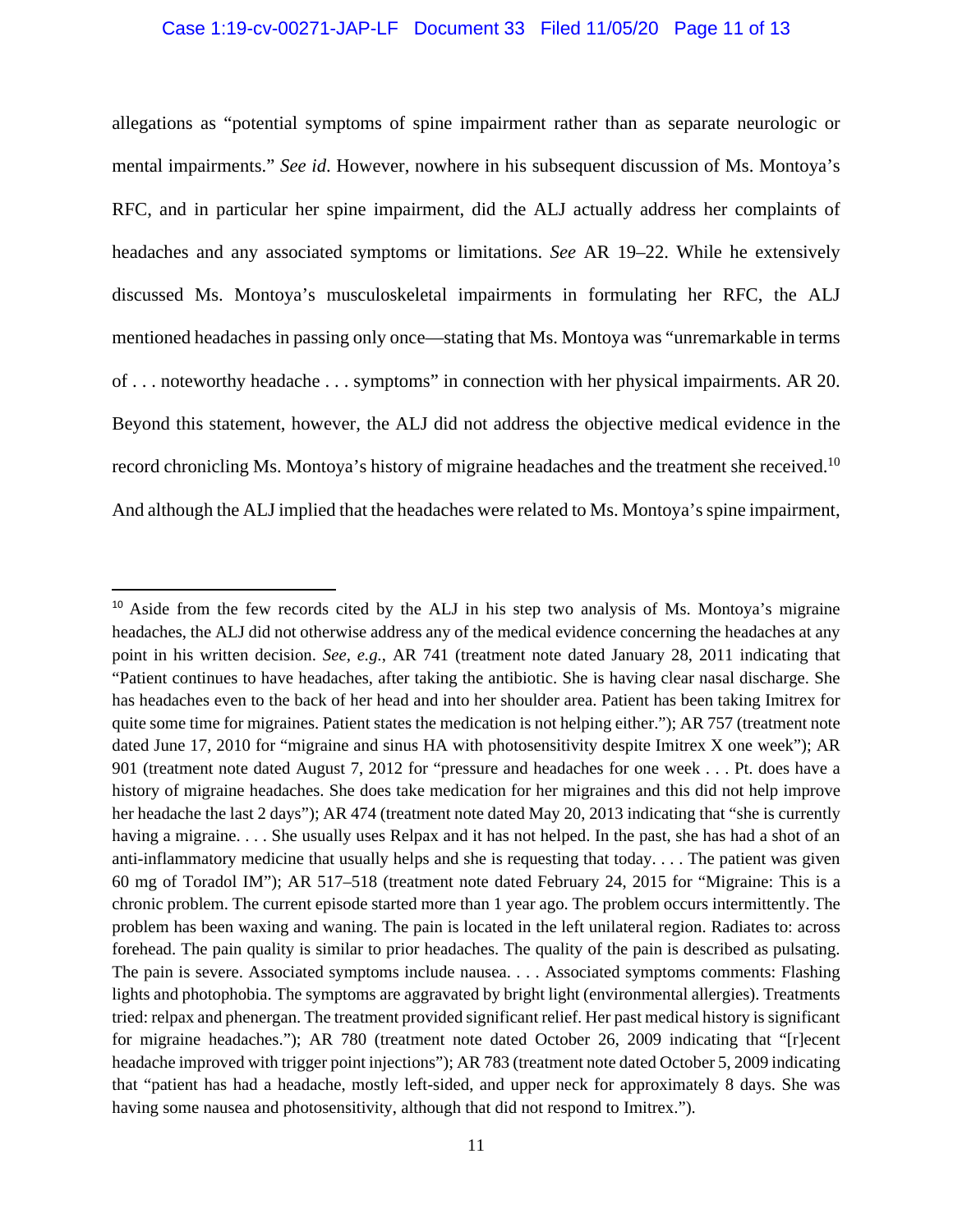allegations as "potential symptoms of spine impairment rather than as separate neurologic or mental impairments." *See id.* However, nowhere in his subsequent discussion of Ms. Montoya's RFC, and in particular her spine impairment, did the ALJ actually address her complaints of headaches and any associated symptoms or limitations. *See* AR 19–22. While he extensively discussed Ms. Montoya's musculoskeletal impairments in formulating her RFC, the ALJ mentioned headaches in passing only once—stating that Ms. Montoya was "unremarkable in terms of . . . noteworthy headache . . . symptoms" in connection with her physical impairments. AR 20. Beyond this statement, however, the ALJ did not address the objective medical evidence in the record chronicling Ms. Montoya's history of migraine headaches and the treatment she received.[10] And although the ALJ implied that the headaches were related to Ms. Montoya's spine impairment,

---

[10] Aside from the few records cited by the ALJ in his step two analysis of Ms. Montoya's migraine headaches, the ALJ did not otherwise address any of the medical evidence concerning the headaches at any point in his written decision. *See, e.g.*, AR 741 (treatment note dated January 28, 2011 indicating that "Patient continues to have headaches, after taking the antibiotic. She is having clear nasal discharge. She has headaches even to the back of her head and into her shoulder area. Patient has been taking Imitrex for quite some time for migraines. Patient states the medication is not helping either."); AR 757 (treatment note dated June 17, 2010 for "migraine and sinus HA with photosensitivity despite Imitrex X one week"); AR 901 (treatment note dated August 7, 2012 for "pressure and headaches for one week . . . Pt. does have a history of migraine headaches. She does take medication for her migraines and this did not help improve her headache the last 2 days"); AR 474 (treatment note dated May 20, 2013 indicating that "she is currently having a migraine. . . . She usually uses Relpax and it has not helped. In the past, she has had a shot of an anti-inflammatory medicine that usually helps and she is requesting that today. . . . The patient was given 60 mg of Toradol IM"); AR 517–518 (treatment note dated February 24, 2015 for "Migraine: This is a chronic problem. The current episode started more than 1 year ago. The problem occurs intermittently. The problem has been waxing and waning. The pain is located in the left unilateral region. Radiates to: across forehead. The pain quality is similar to prior headaches. The quality of the pain is described as pulsating. The pain is severe. Associated symptoms include nausea. . . . Associated symptoms comments: Flashing lights and photophobia. The symptoms are aggravated by bright light (environmental allergies). Treatments tried: relpax and phenergan. The treatment provided significant relief. Her past medical history is significant for migraine headaches."); AR 780 (treatment note dated October 26, 2009 indicating that "[r]ecent headache improved with trigger point injections"); AR 783 (treatment note dated October 5, 2009 indicating that "patient has had a headache, mostly left-sided, and upper neck for approximately 8 days. She was having some nausea and photosensitivity, although that did not respond to Imitrex.").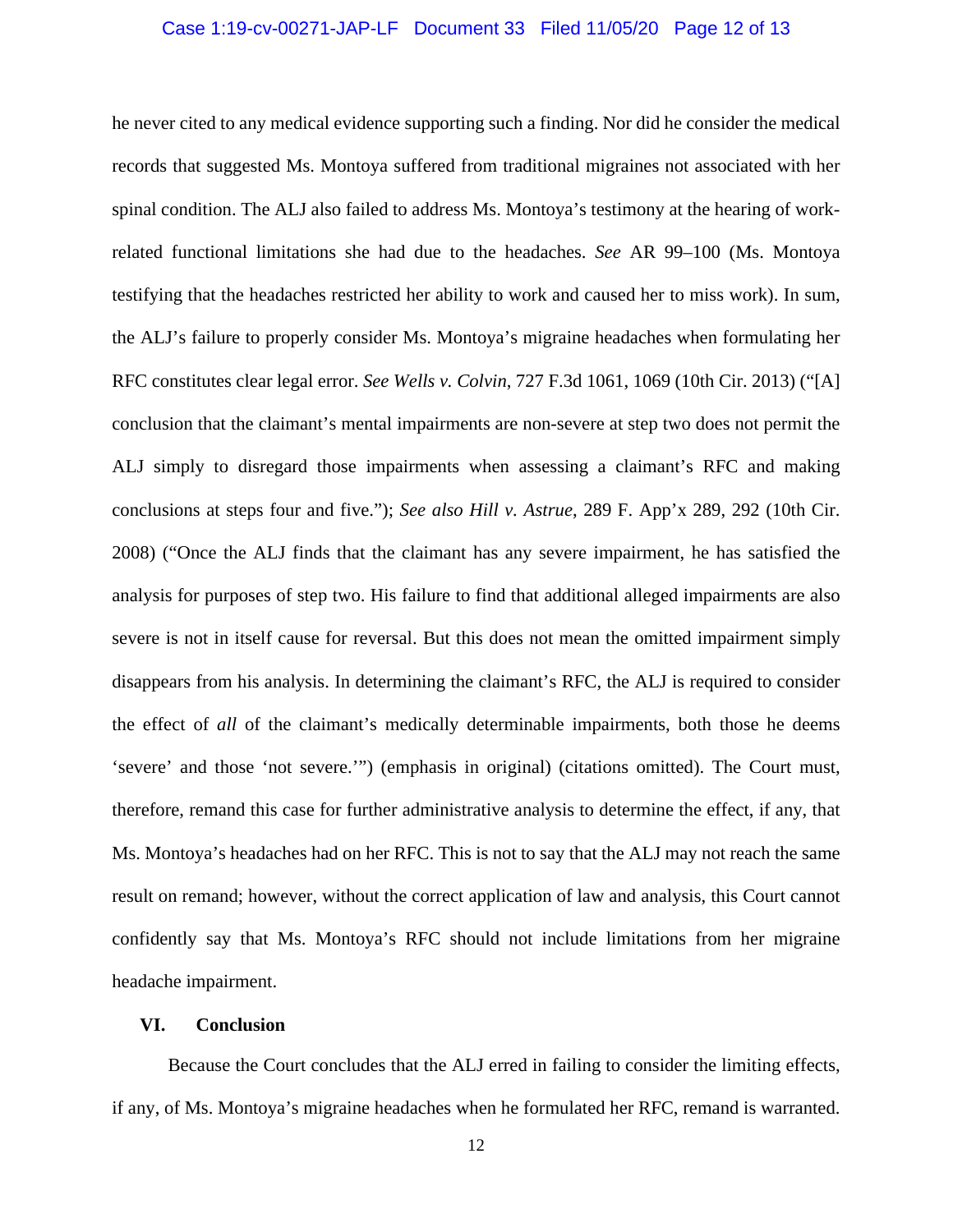he never cited to any medical evidence supporting such a finding. Nor did he consider the medical records that suggested Ms. Montoya suffered from traditional migraines not associated with her spinal condition. The ALJ also failed to address Ms. Montoya's testimony at the hearing of work-related functional limitations she had due to the headaches. *See* AR 99–100 (Ms. Montoya testifying that the headaches restricted her ability to work and caused her to miss work). In sum, the ALJ's failure to properly consider Ms. Montoya's migraine headaches when formulating her RFC constitutes clear legal error. *See Wells v. Colvin*, 727 F.3d 1061, 1069 (10th Cir. 2013) ("[A] conclusion that the claimant's mental impairments are non-severe at step two does not permit the ALJ simply to disregard those impairments when assessing a claimant's RFC and making conclusions at steps four and five."); *See also Hill v. Astrue*, 289 F. App'x 289, 292 (10th Cir. 2008) ("Once the ALJ finds that the claimant has any severe impairment, he has satisfied the analysis for purposes of step two. His failure to find that additional alleged impairments are also severe is not in itself cause for reversal. But this does not mean the omitted impairment simply disappears from his analysis. In determining the claimant's RFC, the ALJ is required to consider the effect of *all* of the claimant's medically determinable impairments, both those he deems 'severe' and those 'not severe.'") (emphasis in original) (citations omitted). The Court must, therefore, remand this case for further administrative analysis to determine the effect, if any, that Ms. Montoya's headaches had on her RFC. This is not to say that the ALJ may not reach the same result on remand; however, without the correct application of law and analysis, this Court cannot confidently say that Ms. Montoya's RFC should not include limitations from her migraine headache impairment.

## VI. Conclusion

Because the Court concludes that the ALJ erred in failing to consider the limiting effects, if any, of Ms. Montoya's migraine headaches when he formulated her RFC, remand is warranted.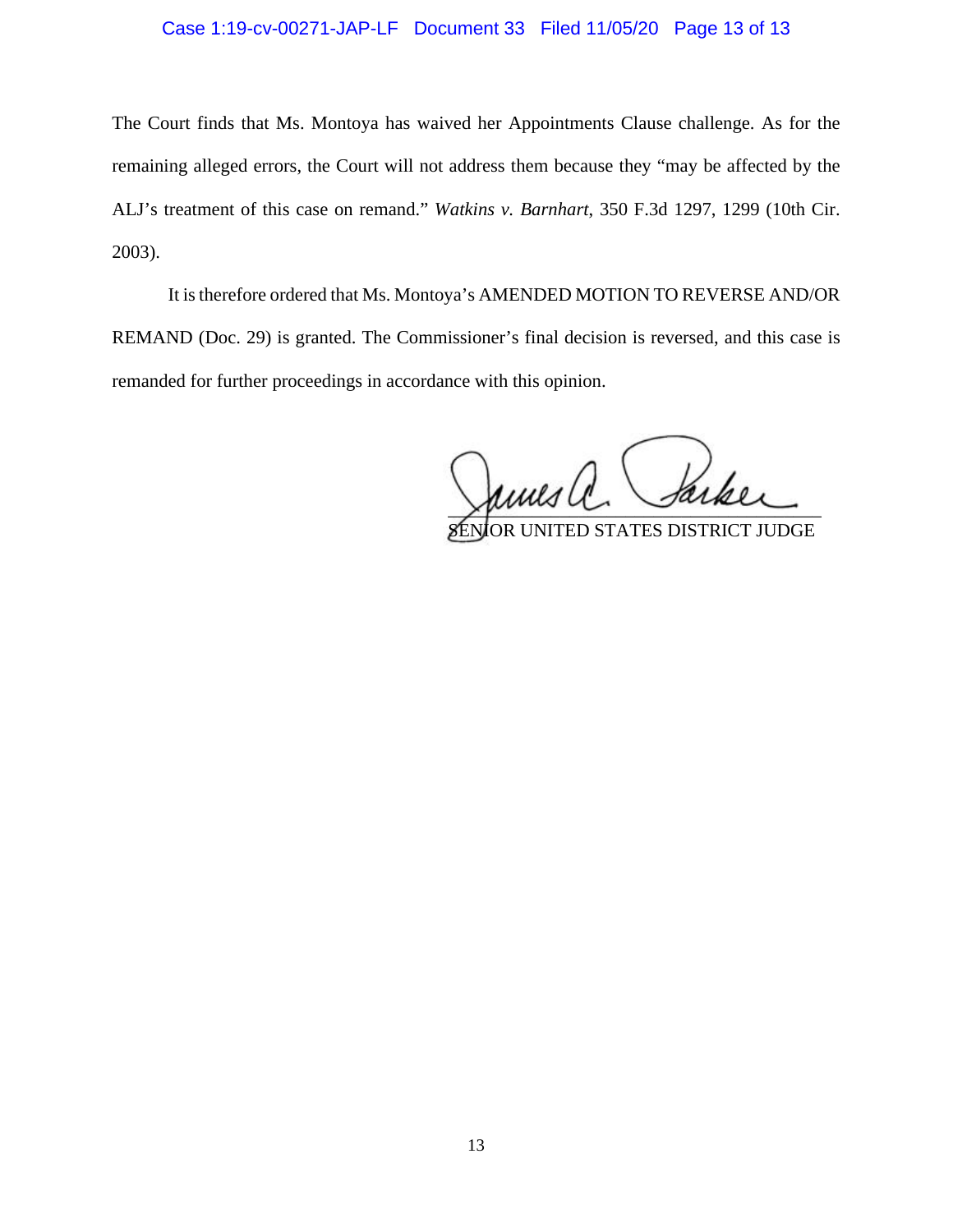The Court finds that Ms. Montoya has waived her Appointments Clause challenge. As for the remaining alleged errors, the Court will not address them because they "may be affected by the ALJ's treatment of this case on remand." *Watkins v. Barnhart*, 350 F.3d 1297, 1299 (10th Cir. 2003).

It is therefore ordered that Ms. Montoya's AMENDED MOTION TO REVERSE AND/OR REMAND (Doc. 29) is granted. The Commissioner's final decision is reversed, and this case is remanded for further proceedings in accordance with this opinion.

SENIOR UNITED STATES DISTRICT JUDGE